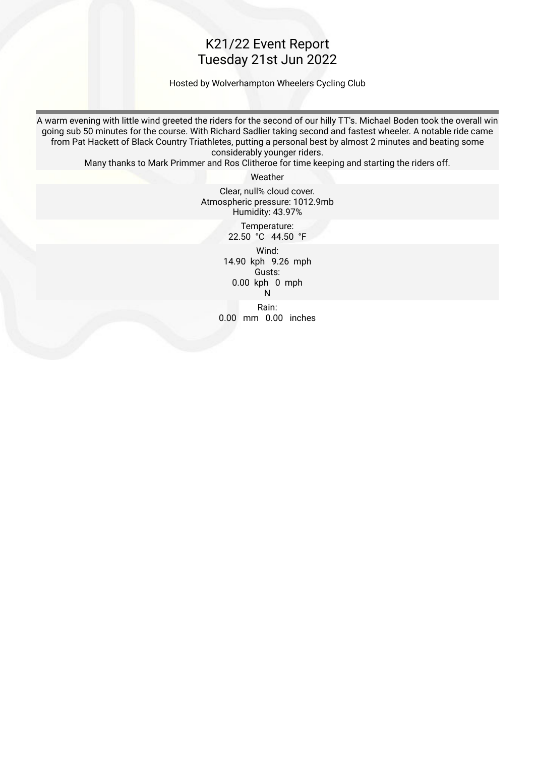# K21/22 Event Report
## Tuesday 21st Jun 2022

Hosted by Wolverhampton Wheelers Cycling Club

A warm evening with little wind greeted the riders for the second of our hilly TT's. Michael Boden took the overall win going sub 50 minutes for the course. With Richard Sadlier taking second and fastest wheeler. A notable ride came from Pat Hackett of Black Country Triathletes, putting a personal best by almost 2 minutes and beating some considerably younger riders.

Many thanks to Mark Primmer and Ros Clitheroe for time keeping and starting the riders off.

Weather

Clear, null% cloud cover.
Atmospheric pressure: 1012.9mb
Humidity: 43.97%

Temperature:
22.50 °C 44.50 °F

Wind:
14.90 kph 9.26 mph
Gusts:
0.00 kph 0 mph
N

Rain:
0.00 mm 0.00 inches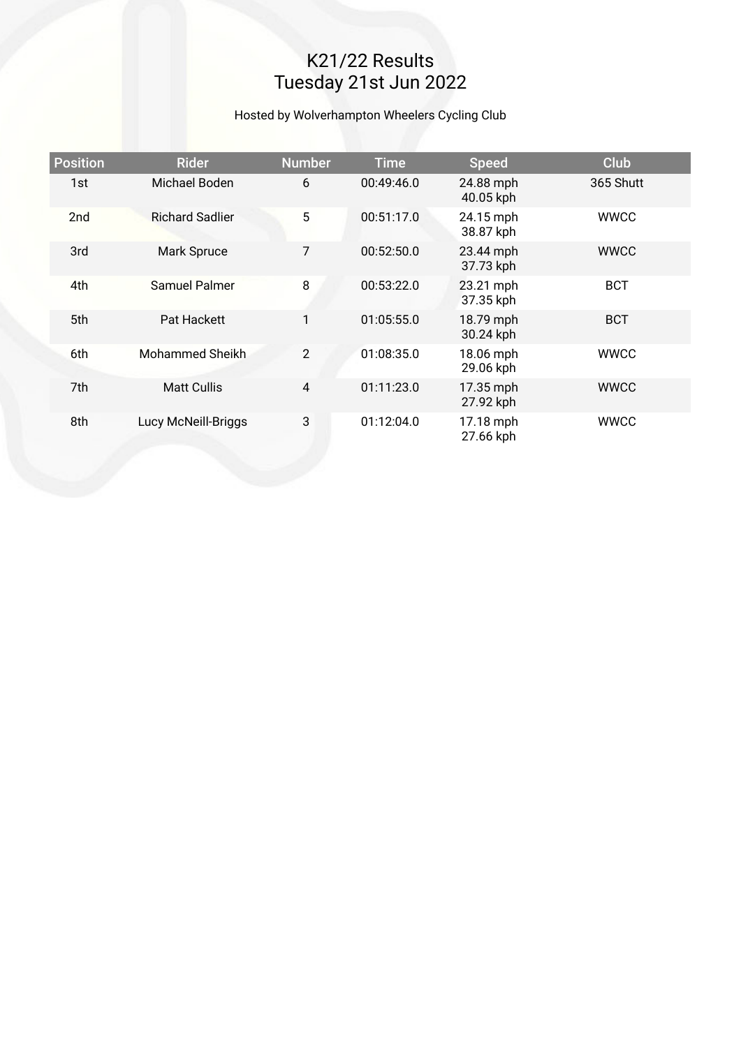# K21/22 Results
## Tuesday 21st Jun 2022

Hosted by Wolverhampton Wheelers Cycling Club

| Position | Rider | Number | Time | Speed | Club |
|---|---|---|---|---|---|
| 1st | Michael Boden | 6 | 00:49:46.0 | 24.88 mph 40.05 kph | 365 Shutt |
| 2nd | Richard Sadlier | 5 | 00:51:17.0 | 24.15 mph 38.87 kph | WWCC |
| 3rd | Mark Spruce | 7 | 00:52:50.0 | 23.44 mph 37.73 kph | WWCC |
| 4th | Samuel Palmer | 8 | 00:53:22.0 | 23.21 mph 37.35 kph | BCT |
| 5th | Pat Hackett | 1 | 01:05:55.0 | 18.79 mph 30.24 kph | BCT |
| 6th | Mohammed Sheikh | 2 | 01:08:35.0 | 18.06 mph 29.06 kph | WWCC |
| 7th | Matt Cullis | 4 | 01:11:23.0 | 17.35 mph 27.92 kph | WWCC |
| 8th | Lucy McNeill-Briggs | 3 | 01:12:04.0 | 17.18 mph 27.66 kph | WWCC |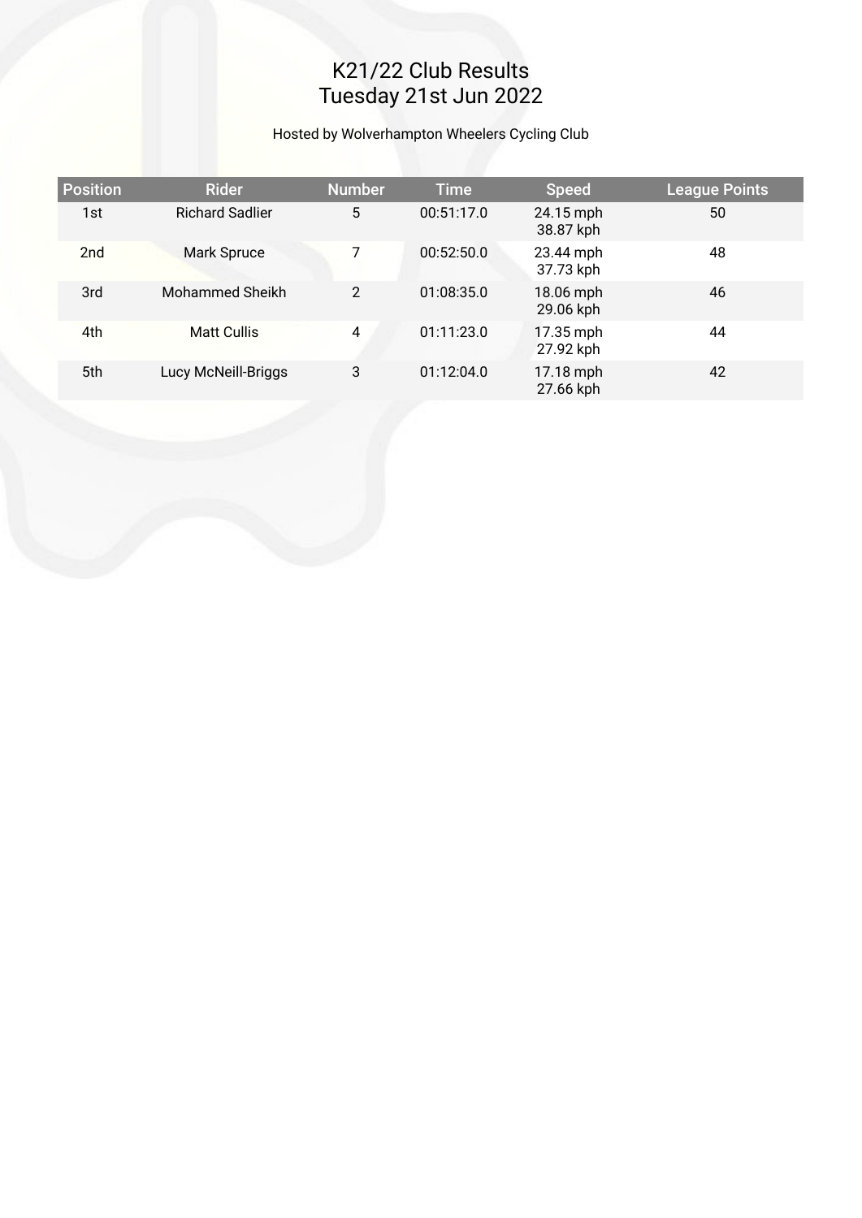# K21/22 Club Results
# Tuesday 21st Jun 2022

Hosted by Wolverhampton Wheelers Cycling Club

| Position | Rider | Number | Time | Speed | League Points |
|---|---|---|---|---|---|
| 1st | Richard Sadlier | 5 | 00:51:17.0 | 24.15 mph 38.87 kph | 50 |
| 2nd | Mark Spruce | 7 | 00:52:50.0 | 23.44 mph 37.73 kph | 48 |
| 3rd | Mohammed Sheikh | 2 | 01:08:35.0 | 18.06 mph 29.06 kph | 46 |
| 4th | Matt Cullis | 4 | 01:11:23.0 | 17.35 mph 27.92 kph | 44 |
| 5th | Lucy McNeill-Briggs | 3 | 01:12:04.0 | 17.18 mph 27.66 kph | 42 |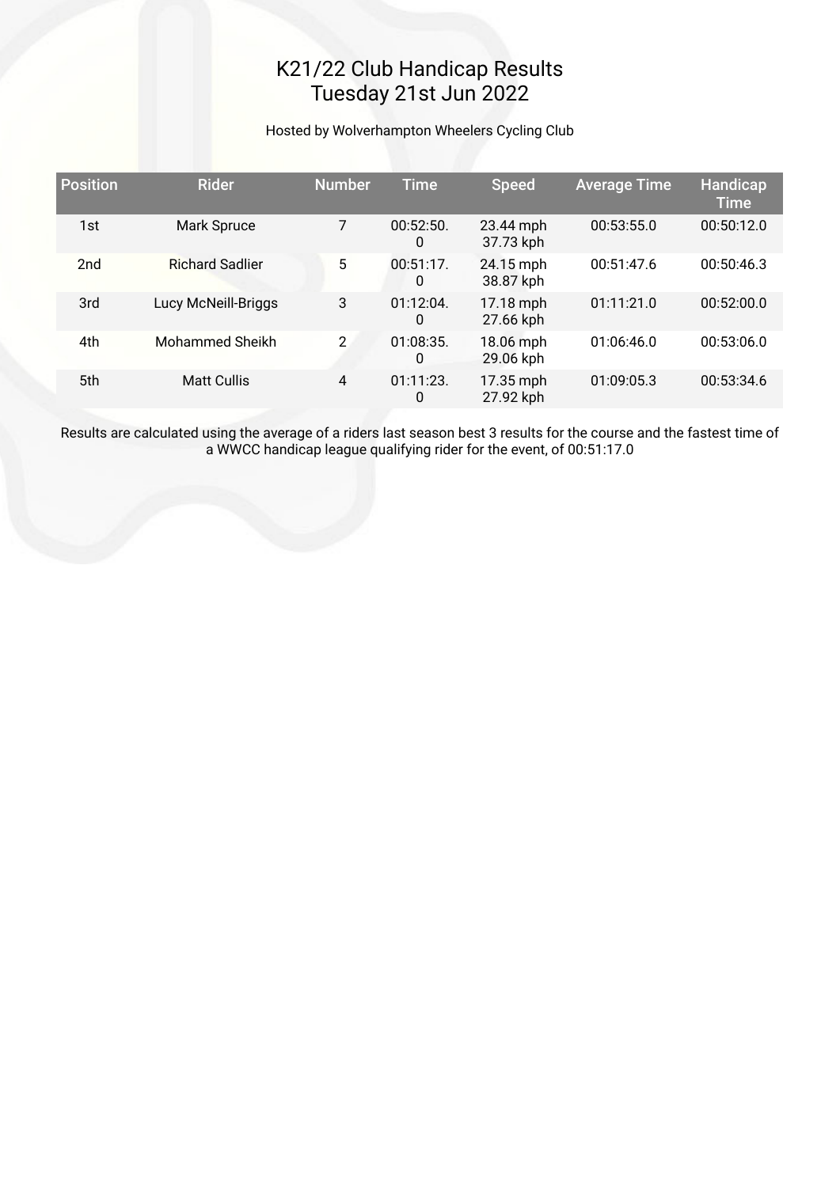# K21/22 Club Handicap Results
# Tuesday 21st Jun 2022

Hosted by Wolverhampton Wheelers Cycling Club

| Position | Rider | Number | Time | Speed | Average Time | Handicap Time |
|---|---|---|---|---|---|---|
| 1st | Mark Spruce | 7 | 00:52:50.0 | 23.44 mph 37.73 kph | 00:53:55.0 | 00:50:12.0 |
| 2nd | Richard Sadlier | 5 | 00:51:17.0 | 24.15 mph 38.87 kph | 00:51:47.6 | 00:50:46.3 |
| 3rd | Lucy McNeill-Briggs | 3 | 01:12:04.0 | 17.18 mph 27.66 kph | 01:11:21.0 | 00:52:00.0 |
| 4th | Mohammed Sheikh | 2 | 01:08:35.0 | 18.06 mph 29.06 kph | 01:06:46.0 | 00:53:06.0 |
| 5th | Matt Cullis | 4 | 01:11:23.0 | 17.35 mph 27.92 kph | 01:09:05.3 | 00:53:34.6 |

Results are calculated using the average of a riders last season best 3 results for the course and the fastest time of a WWCC handicap league qualifying rider for the event, of 00:51:17.0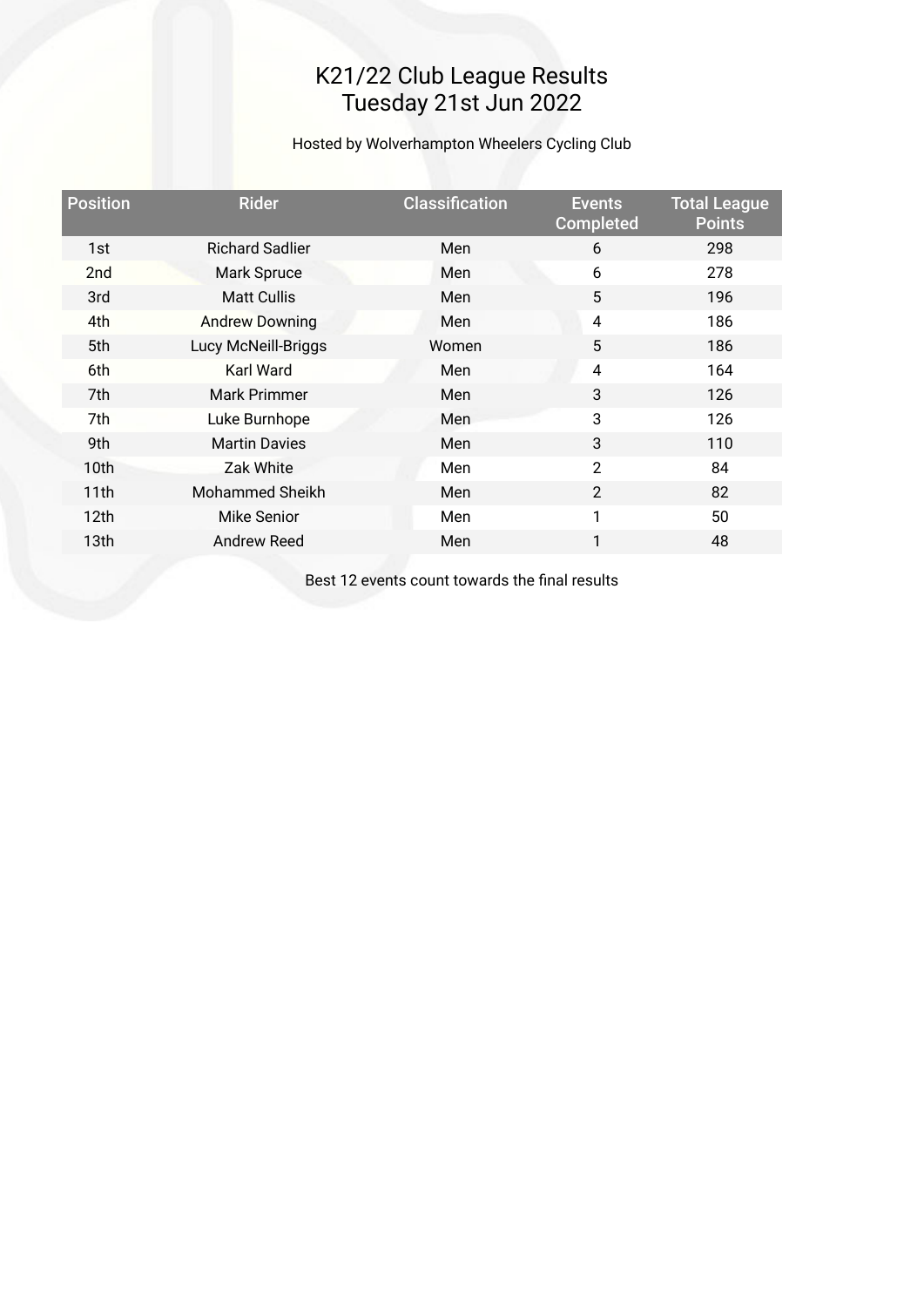# K21/22 Club League Results
# Tuesday 21st Jun 2022

Hosted by Wolverhampton Wheelers Cycling Club

| Position | Rider | Classification | Events Completed | Total League Points |
|---|---|---|---|---|
| 1st | Richard Sadlier | Men | 6 | 298 |
| 2nd | Mark Spruce | Men | 6 | 278 |
| 3rd | Matt Cullis | Men | 5 | 196 |
| 4th | Andrew Downing | Men | 4 | 186 |
| 5th | Lucy McNeill-Briggs | Women | 5 | 186 |
| 6th | Karl Ward | Men | 4 | 164 |
| 7th | Mark Primmer | Men | 3 | 126 |
| 7th | Luke Burnhope | Men | 3 | 126 |
| 9th | Martin Davies | Men | 3 | 110 |
| 10th | Zak White | Men | 2 | 84 |
| 11th | Mohammed Sheikh | Men | 2 | 82 |
| 12th | Mike Senior | Men | 1 | 50 |
| 13th | Andrew Reed | Men | 1 | 48 |

Best 12 events count towards the final results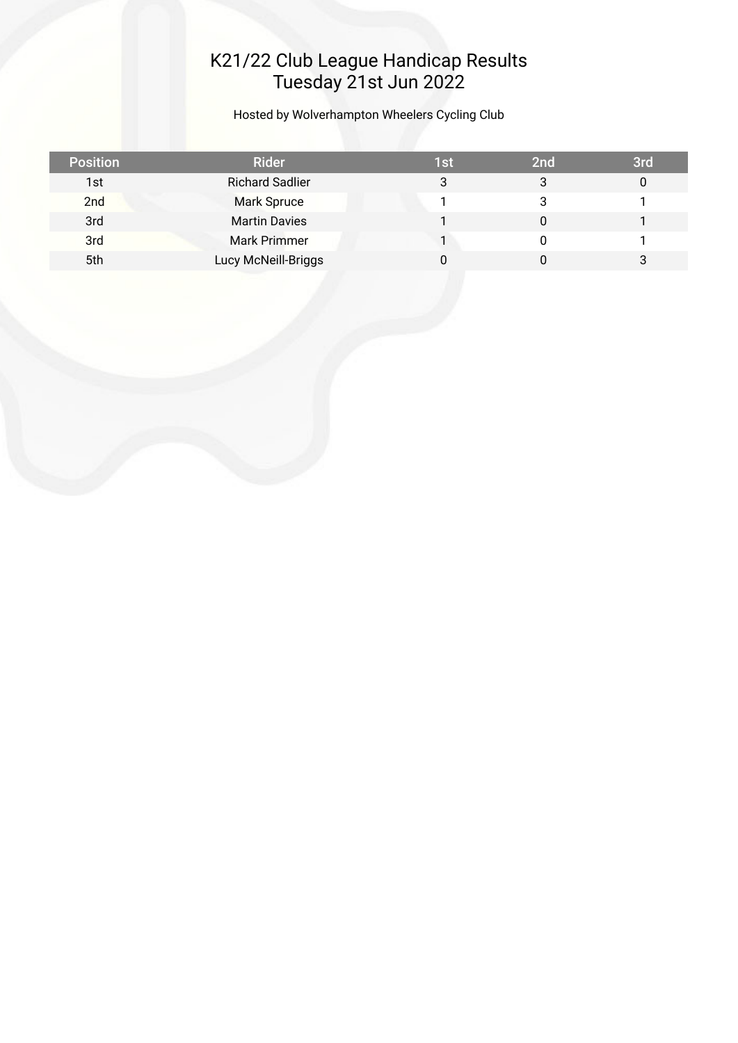# K21/22 Club League Handicap Results
## Tuesday 21st Jun 2022

Hosted by Wolverhampton Wheelers Cycling Club

| Position | Rider | 1st | 2nd | 3rd |
| --- | --- | --- | --- | --- |
| 1st | Richard Sadlier | 3 | 3 | 0 |
| 2nd | Mark Spruce | 1 | 3 | 1 |
| 3rd | Martin Davies | 1 | 0 | 1 |
| 3rd | Mark Primmer | 1 | 0 | 1 |
| 5th | Lucy McNeill-Briggs | 0 | 0 | 3 |